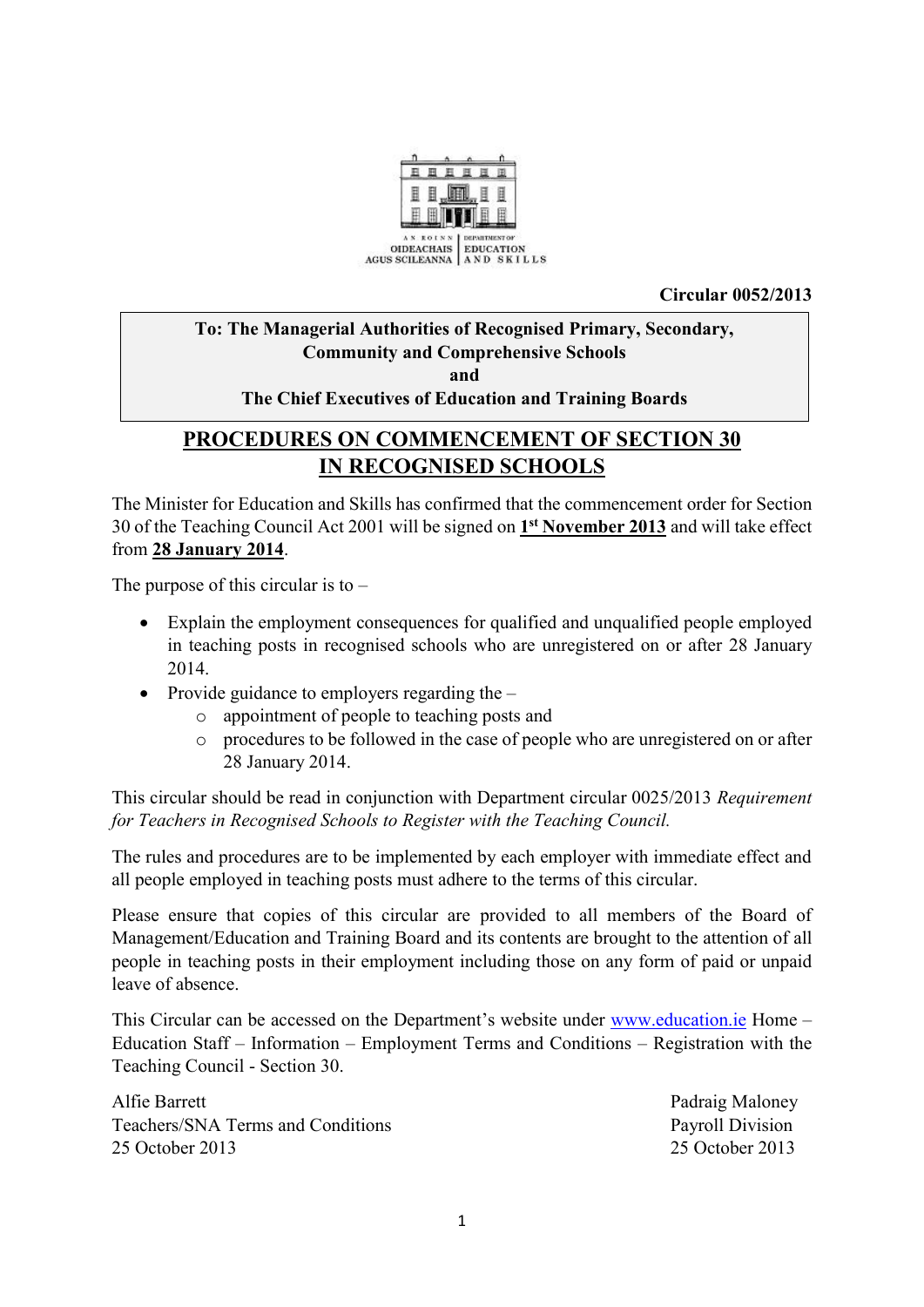AN ROINN OIDEACHAIS AGUS SCILEANNA | DEPARTMENT OF EDUCATION AND SKILLS

**Circular 0052/2013**

**To: The Managerial Authorities of Recognised Primary, Secondary, Community and Comprehensive Schools**
**and**
**The Chief Executives of Education and Training Boards**

# PROCEDURES ON COMMENCEMENT OF SECTION 30 IN RECOGNISED SCHOOLS

The Minister for Education and Skills has confirmed that the commencement order for Section 30 of the Teaching Council Act 2001 will be signed on **1st November 2013** and will take effect from **28 January 2014**.

The purpose of this circular is to –

- Explain the employment consequences for qualified and unqualified people employed in teaching posts in recognised schools who are unregistered on or after 28 January 2014.
- Provide guidance to employers regarding the –
  - appointment of people to teaching posts and
  - procedures to be followed in the case of people who are unregistered on or after 28 January 2014.

This circular should be read in conjunction with Department circular 0025/2013 *Requirement for Teachers in Recognised Schools to Register with the Teaching Council.*

The rules and procedures are to be implemented by each employer with immediate effect and all people employed in teaching posts must adhere to the terms of this circular.

Please ensure that copies of this circular are provided to all members of the Board of Management/Education and Training Board and its contents are brought to the attention of all people in teaching posts in their employment including those on any form of paid or unpaid leave of absence.

This Circular can be accessed on the Department's website under www.education.ie Home – Education Staff – Information – Employment Terms and Conditions – Registration with the Teaching Council - Section 30.

Alfie Barrett
Teachers/SNA Terms and Conditions
25 October 2013

Padraig Maloney
Payroll Division
25 October 2013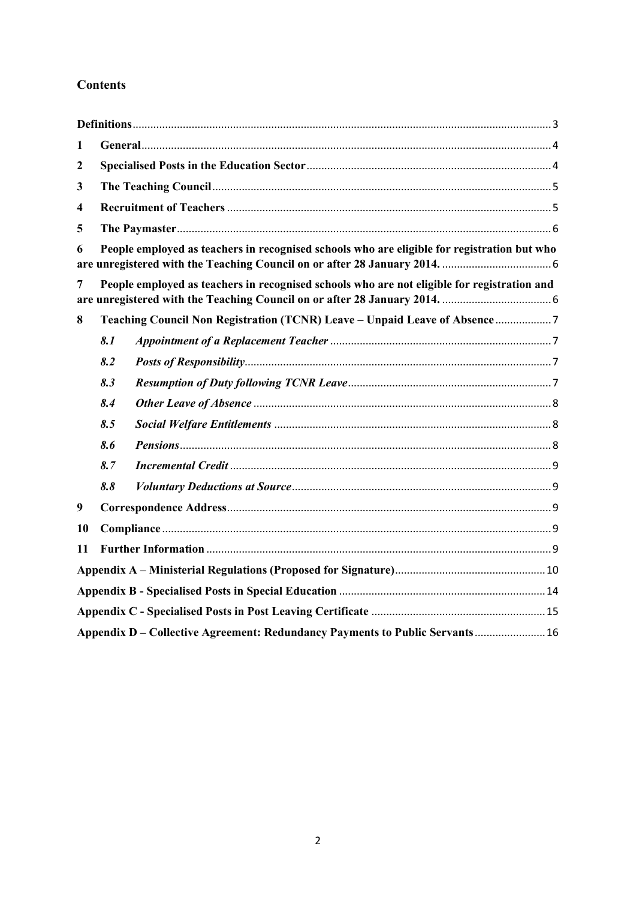## Contents

**Definitions** ... 3

**1 General** ... 4

**2 Specialised Posts in the Education Sector** ... 4

**3 The Teaching Council** ... 5

**4 Recruitment of Teachers** ... 5

**5 The Paymaster** ... 6

**6 People employed as teachers in recognised schools who are eligible for registration but who are unregistered with the Teaching Council on or after 28 January 2014.** ... 6

**7 People employed as teachers in recognised schools who are not eligible for registration and are unregistered with the Teaching Council on or after 28 January 2014.** ... 6

**8 Teaching Council Non Registration (TCNR) Leave – Unpaid Leave of Absence** ... 7

- ***8.1 Appointment of a Replacement Teacher*** ... 7
- ***8.2 Posts of Responsibility*** ... 7
- ***8.3 Resumption of Duty following TCNR Leave*** ... 7
- ***8.4 Other Leave of Absence*** ... 8
- ***8.5 Social Welfare Entitlements*** ... 8
- ***8.6 Pensions*** ... 8
- ***8.7 Incremental Credit*** ... 9
- ***8.8 Voluntary Deductions at Source*** ... 9

**9 Correspondence Address** ... 9

**10 Compliance** ... 9

**11 Further Information** ... 9

**Appendix A – Ministerial Regulations (Proposed for Signature)** ... 10

**Appendix B - Specialised Posts in Special Education** ... 14

**Appendix C - Specialised Posts in Post Leaving Certificate** ... 15

**Appendix D – Collective Agreement: Redundancy Payments to Public Servants** ... 16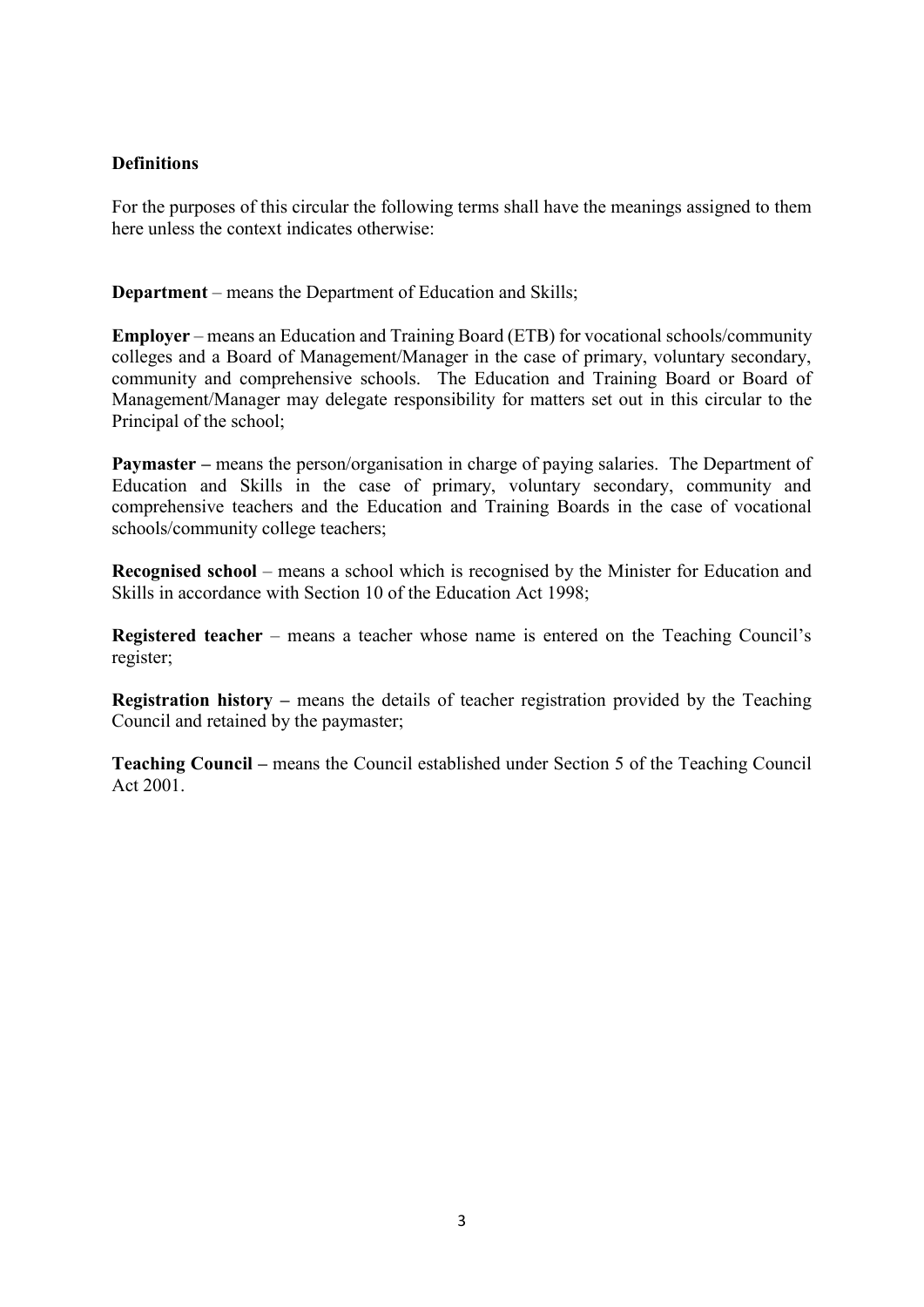**Definitions**

For the purposes of this circular the following terms shall have the meanings assigned to them here unless the context indicates otherwise:

**Department** – means the Department of Education and Skills;

**Employer** – means an Education and Training Board (ETB) for vocational schools/community colleges and a Board of Management/Manager in the case of primary, voluntary secondary, community and comprehensive schools. The Education and Training Board or Board of Management/Manager may delegate responsibility for matters set out in this circular to the Principal of the school;

**Paymaster –** means the person/organisation in charge of paying salaries. The Department of Education and Skills in the case of primary, voluntary secondary, community and comprehensive teachers and the Education and Training Boards in the case of vocational schools/community college teachers;

**Recognised school** – means a school which is recognised by the Minister for Education and Skills in accordance with Section 10 of the Education Act 1998;

**Registered teacher** – means a teacher whose name is entered on the Teaching Council's register;

**Registration history –** means the details of teacher registration provided by the Teaching Council and retained by the paymaster;

**Teaching Council –** means the Council established under Section 5 of the Teaching Council Act 2001.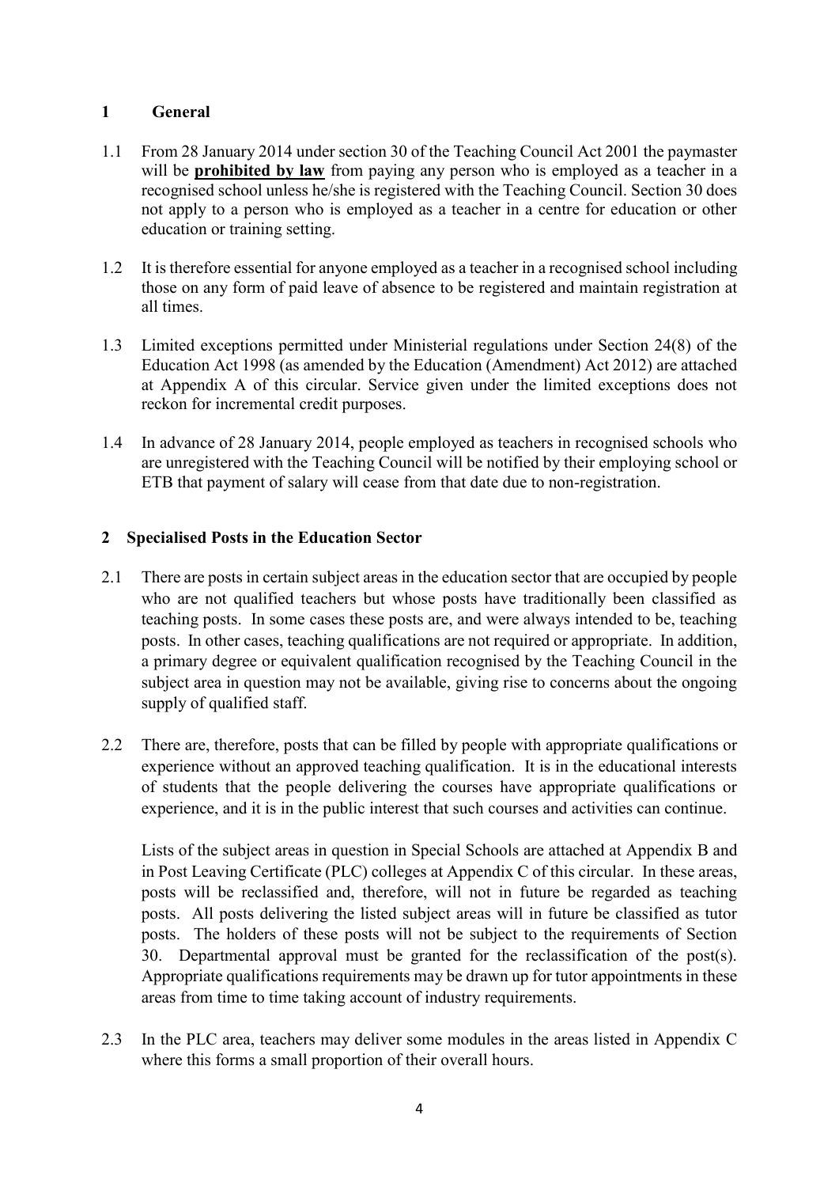## 1 General

1.1 From 28 January 2014 under section 30 of the Teaching Council Act 2001 the paymaster will be **prohibited by law** from paying any person who is employed as a teacher in a recognised school unless he/she is registered with the Teaching Council. Section 30 does not apply to a person who is employed as a teacher in a centre for education or other education or training setting.

1.2 It is therefore essential for anyone employed as a teacher in a recognised school including those on any form of paid leave of absence to be registered and maintain registration at all times.

1.3 Limited exceptions permitted under Ministerial regulations under Section 24(8) of the Education Act 1998 (as amended by the Education (Amendment) Act 2012) are attached at Appendix A of this circular. Service given under the limited exceptions does not reckon for incremental credit purposes.

1.4 In advance of 28 January 2014, people employed as teachers in recognised schools who are unregistered with the Teaching Council will be notified by their employing school or ETB that payment of salary will cease from that date due to non-registration.

## 2 Specialised Posts in the Education Sector

2.1 There are posts in certain subject areas in the education sector that are occupied by people who are not qualified teachers but whose posts have traditionally been classified as teaching posts. In some cases these posts are, and were always intended to be, teaching posts. In other cases, teaching qualifications are not required or appropriate. In addition, a primary degree or equivalent qualification recognised by the Teaching Council in the subject area in question may not be available, giving rise to concerns about the ongoing supply of qualified staff.

2.2 There are, therefore, posts that can be filled by people with appropriate qualifications or experience without an approved teaching qualification. It is in the educational interests of students that the people delivering the courses have appropriate qualifications or experience, and it is in the public interest that such courses and activities can continue.

Lists of the subject areas in question in Special Schools are attached at Appendix B and in Post Leaving Certificate (PLC) colleges at Appendix C of this circular. In these areas, posts will be reclassified and, therefore, will not in future be regarded as teaching posts. All posts delivering the listed subject areas will in future be classified as tutor posts. The holders of these posts will not be subject to the requirements of Section 30. Departmental approval must be granted for the reclassification of the post(s). Appropriate qualifications requirements may be drawn up for tutor appointments in these areas from time to time taking account of industry requirements.

2.3 In the PLC area, teachers may deliver some modules in the areas listed in Appendix C where this forms a small proportion of their overall hours.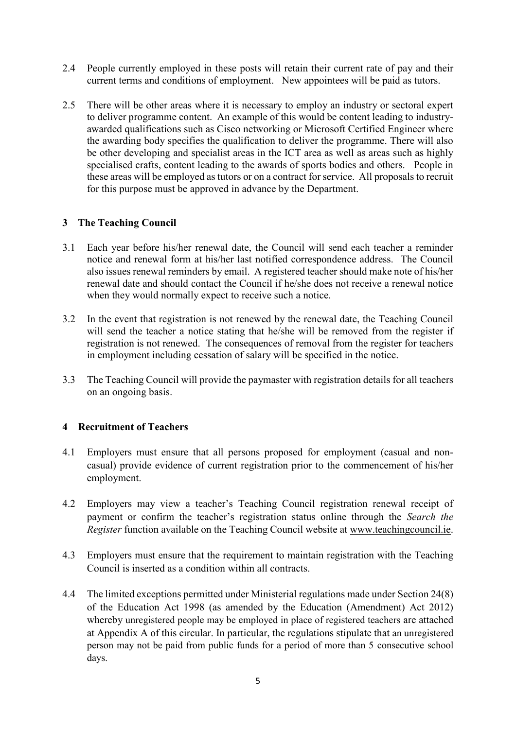2.4 People currently employed in these posts will retain their current rate of pay and their current terms and conditions of employment. New appointees will be paid as tutors.

2.5 There will be other areas where it is necessary to employ an industry or sectoral expert to deliver programme content. An example of this would be content leading to industry-awarded qualifications such as Cisco networking or Microsoft Certified Engineer where the awarding body specifies the qualification to deliver the programme. There will also be other developing and specialist areas in the ICT area as well as areas such as highly specialised crafts, content leading to the awards of sports bodies and others. People in these areas will be employed as tutors or on a contract for service. All proposals to recruit for this purpose must be approved in advance by the Department.

## 3 The Teaching Council

3.1 Each year before his/her renewal date, the Council will send each teacher a reminder notice and renewal form at his/her last notified correspondence address. The Council also issues renewal reminders by email. A registered teacher should make note of his/her renewal date and should contact the Council if he/she does not receive a renewal notice when they would normally expect to receive such a notice.

3.2 In the event that registration is not renewed by the renewal date, the Teaching Council will send the teacher a notice stating that he/she will be removed from the register if registration is not renewed. The consequences of removal from the register for teachers in employment including cessation of salary will be specified in the notice.

3.3 The Teaching Council will provide the paymaster with registration details for all teachers on an ongoing basis.

## 4 Recruitment of Teachers

4.1 Employers must ensure that all persons proposed for employment (casual and non-casual) provide evidence of current registration prior to the commencement of his/her employment.

4.2 Employers may view a teacher's Teaching Council registration renewal receipt of payment or confirm the teacher's registration status online through the *Search the Register* function available on the Teaching Council website at www.teachingcouncil.ie.

4.3 Employers must ensure that the requirement to maintain registration with the Teaching Council is inserted as a condition within all contracts.

4.4 The limited exceptions permitted under Ministerial regulations made under Section 24(8) of the Education Act 1998 (as amended by the Education (Amendment) Act 2012) whereby unregistered people may be employed in place of registered teachers are attached at Appendix A of this circular. In particular, the regulations stipulate that an unregistered person may not be paid from public funds for a period of more than 5 consecutive school days.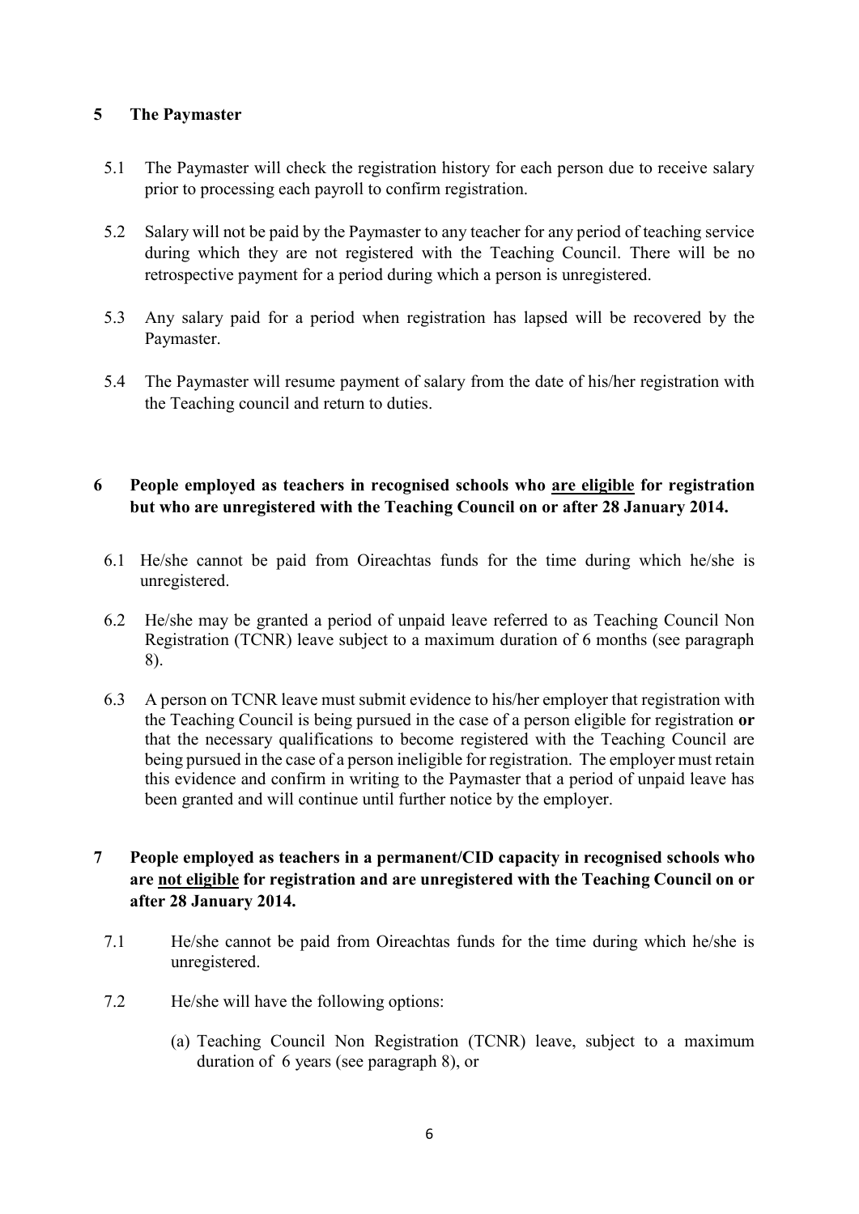## 5 The Paymaster

5.1 The Paymaster will check the registration history for each person due to receive salary prior to processing each payroll to confirm registration.

5.2 Salary will not be paid by the Paymaster to any teacher for any period of teaching service during which they are not registered with the Teaching Council. There will be no retrospective payment for a period during which a person is unregistered.

5.3 Any salary paid for a period when registration has lapsed will be recovered by the Paymaster.

5.4 The Paymaster will resume payment of salary from the date of his/her registration with the Teaching council and return to duties.

## 6 People employed as teachers in recognised schools who <u>are eligible</u> for registration but who are unregistered with the Teaching Council on or after 28 January 2014.

6.1 He/she cannot be paid from Oireachtas funds for the time during which he/she is unregistered.

6.2 He/she may be granted a period of unpaid leave referred to as Teaching Council Non Registration (TCNR) leave subject to a maximum duration of 6 months (see paragraph 8).

6.3 A person on TCNR leave must submit evidence to his/her employer that registration with the Teaching Council is being pursued in the case of a person eligible for registration **or** that the necessary qualifications to become registered with the Teaching Council are being pursued in the case of a person ineligible for registration. The employer must retain this evidence and confirm in writing to the Paymaster that a period of unpaid leave has been granted and will continue until further notice by the employer.

## 7 People employed as teachers in a permanent/CID capacity in recognised schools who are <u>not eligible</u> for registration and are unregistered with the Teaching Council on or after 28 January 2014.

7.1 He/she cannot be paid from Oireachtas funds for the time during which he/she is unregistered.

7.2 He/she will have the following options:

(a) Teaching Council Non Registration (TCNR) leave, subject to a maximum duration of 6 years (see paragraph 8), or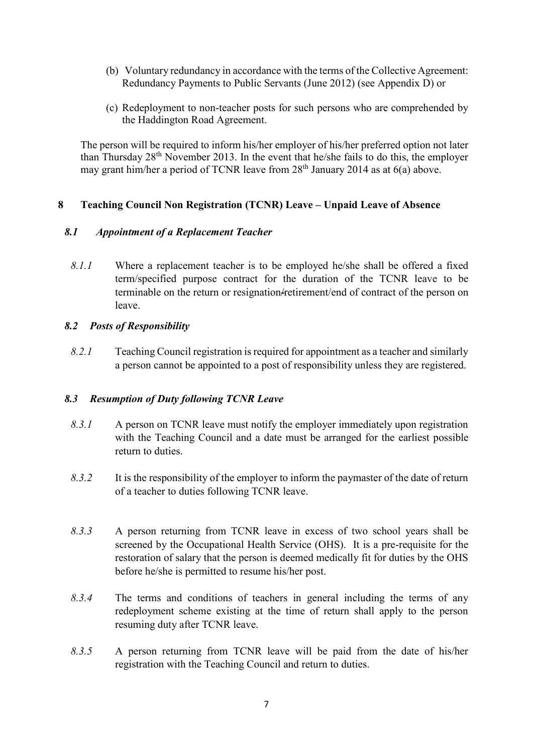(b) Voluntary redundancy in accordance with the terms of the Collective Agreement: Redundancy Payments to Public Servants (June 2012) (see Appendix D) or

(c) Redeployment to non-teacher posts for such persons who are comprehended by the Haddington Road Agreement.

The person will be required to inform his/her employer of his/her preferred option not later than Thursday 28th November 2013. In the event that he/she fails to do this, the employer may grant him/her a period of TCNR leave from 28th January 2014 as at 6(a) above.

## 8 Teaching Council Non Registration (TCNR) Leave – Unpaid Leave of Absence

### *8.1 Appointment of a Replacement Teacher*

*8.1.1* Where a replacement teacher is to be employed he/she shall be offered a fixed term/specified purpose contract for the duration of the TCNR leave to be terminable on the return or resignation/retirement/end of contract of the person on leave.

### *8.2 Posts of Responsibility*

*8.2.1* Teaching Council registration is required for appointment as a teacher and similarly a person cannot be appointed to a post of responsibility unless they are registered.

### *8.3 Resumption of Duty following TCNR Leave*

*8.3.1* A person on TCNR leave must notify the employer immediately upon registration with the Teaching Council and a date must be arranged for the earliest possible return to duties.

*8.3.2* It is the responsibility of the employer to inform the paymaster of the date of return of a teacher to duties following TCNR leave.

*8.3.3* A person returning from TCNR leave in excess of two school years shall be screened by the Occupational Health Service (OHS). It is a pre-requisite for the restoration of salary that the person is deemed medically fit for duties by the OHS before he/she is permitted to resume his/her post.

*8.3.4* The terms and conditions of teachers in general including the terms of any redeployment scheme existing at the time of return shall apply to the person resuming duty after TCNR leave.

*8.3.5* A person returning from TCNR leave will be paid from the date of his/her registration with the Teaching Council and return to duties.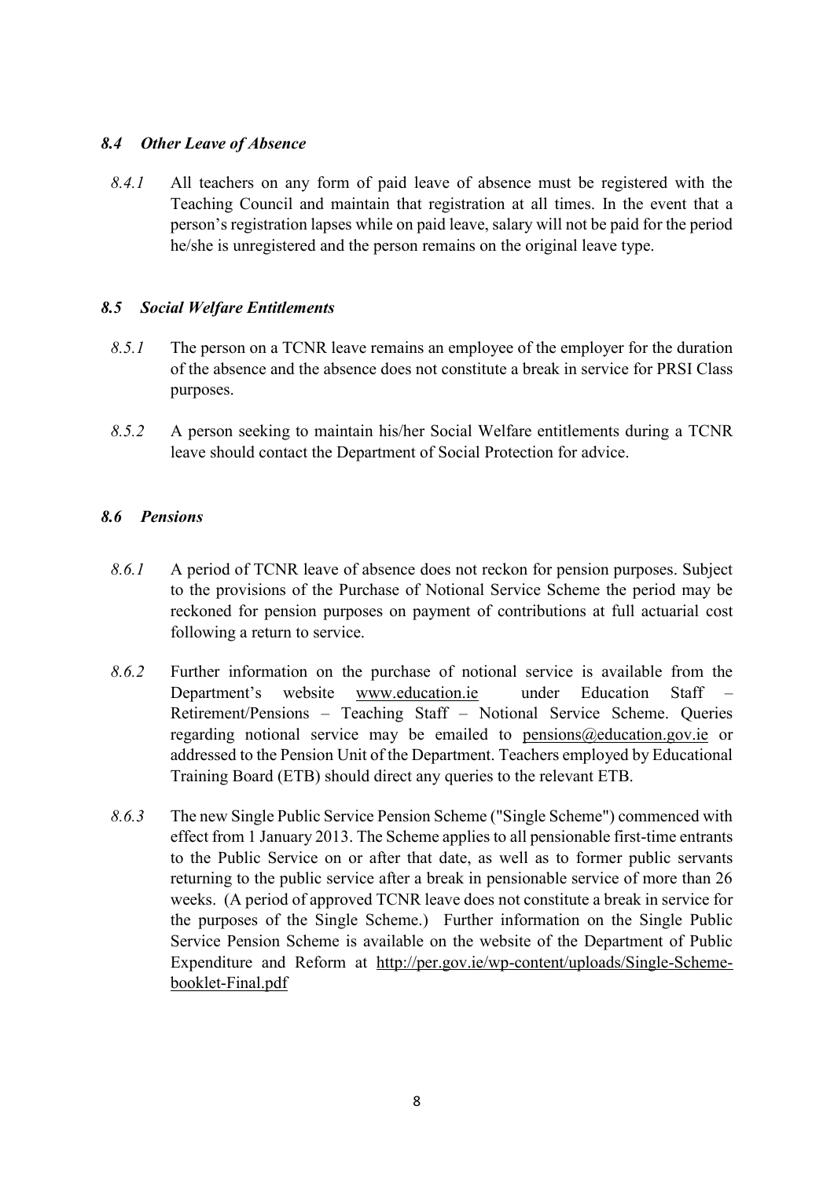### *8.4 Other Leave of Absence*

*8.4.1* All teachers on any form of paid leave of absence must be registered with the Teaching Council and maintain that registration at all times. In the event that a person's registration lapses while on paid leave, salary will not be paid for the period he/she is unregistered and the person remains on the original leave type.

### *8.5 Social Welfare Entitlements*

*8.5.1* The person on a TCNR leave remains an employee of the employer for the duration of the absence and the absence does not constitute a break in service for PRSI Class purposes.

*8.5.2* A person seeking to maintain his/her Social Welfare entitlements during a TCNR leave should contact the Department of Social Protection for advice.

### *8.6 Pensions*

*8.6.1* A period of TCNR leave of absence does not reckon for pension purposes. Subject to the provisions of the Purchase of Notional Service Scheme the period may be reckoned for pension purposes on payment of contributions at full actuarial cost following a return to service.

*8.6.2* Further information on the purchase of notional service is available from the Department's website www.education.ie under Education Staff – Retirement/Pensions – Teaching Staff – Notional Service Scheme. Queries regarding notional service may be emailed to pensions@education.gov.ie or addressed to the Pension Unit of the Department. Teachers employed by Educational Training Board (ETB) should direct any queries to the relevant ETB.

*8.6.3* The new Single Public Service Pension Scheme ("Single Scheme") commenced with effect from 1 January 2013. The Scheme applies to all pensionable first-time entrants to the Public Service on or after that date, as well as to former public servants returning to the public service after a break in pensionable service of more than 26 weeks. (A period of approved TCNR leave does not constitute a break in service for the purposes of the Single Scheme.) Further information on the Single Public Service Pension Scheme is available on the website of the Department of Public Expenditure and Reform at http://per.gov.ie/wp-content/uploads/Single-Scheme-booklet-Final.pdf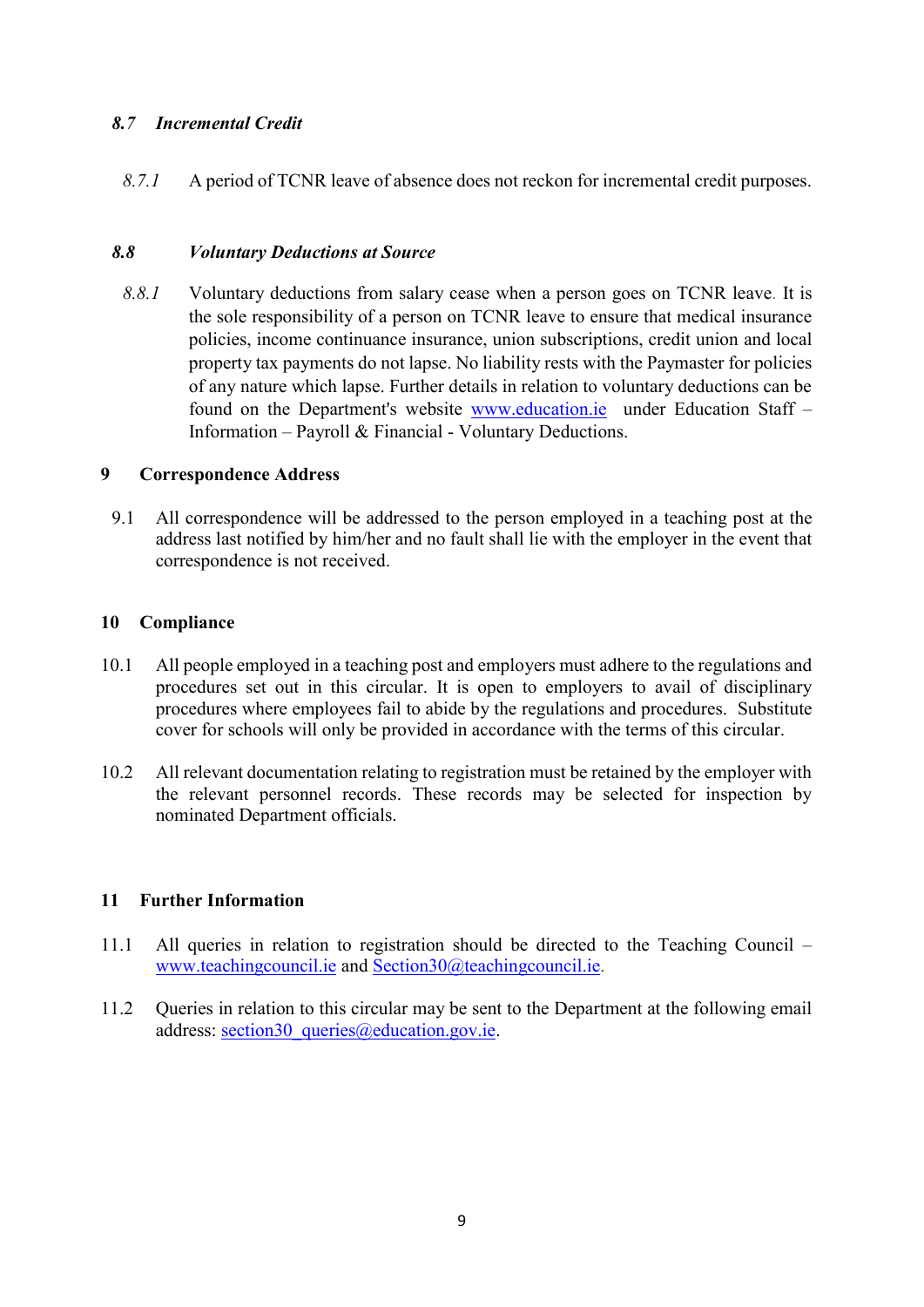### *8.7 Incremental Credit*

*8.7.1* A period of TCNR leave of absence does not reckon for incremental credit purposes.

### *8.8 Voluntary Deductions at Source*

*8.8.1* Voluntary deductions from salary cease when a person goes on TCNR leave. It is the sole responsibility of a person on TCNR leave to ensure that medical insurance policies, income continuance insurance, union subscriptions, credit union and local property tax payments do not lapse. No liability rests with the Paymaster for policies of any nature which lapse. Further details in relation to voluntary deductions can be found on the Department's website [www.education.ie](http://www.education.ie) under Education Staff – Information – Payroll & Financial - Voluntary Deductions.

## 9 Correspondence Address

9.1 All correspondence will be addressed to the person employed in a teaching post at the address last notified by him/her and no fault shall lie with the employer in the event that correspondence is not received.

## 10 Compliance

10.1 All people employed in a teaching post and employers must adhere to the regulations and procedures set out in this circular. It is open to employers to avail of disciplinary procedures where employees fail to abide by the regulations and procedures. Substitute cover for schools will only be provided in accordance with the terms of this circular.

10.2 All relevant documentation relating to registration must be retained by the employer with the relevant personnel records. These records may be selected for inspection by nominated Department officials.

## 11 Further Information

11.1 All queries in relation to registration should be directed to the Teaching Council – [www.teachingcouncil.ie](http://www.teachingcouncil.ie) and [Section30@teachingcouncil.ie](mailto:Section30@teachingcouncil.ie).

11.2 Queries in relation to this circular may be sent to the Department at the following email address: [section30_queries@education.gov.ie](mailto:section30_queries@education.gov.ie).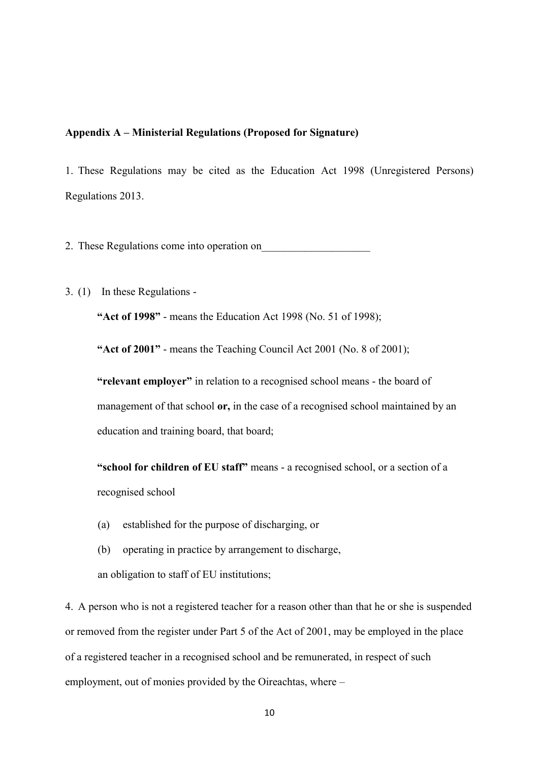**Appendix A – Ministerial Regulations (Proposed for Signature)**

1. These Regulations may be cited as the Education Act 1998 (Unregistered Persons) Regulations 2013.

2. These Regulations come into operation on____________________

3. (1) In these Regulations -

   **"Act of 1998"** - means the Education Act 1998 (No. 51 of 1998);

   **"Act of 2001"** - means the Teaching Council Act 2001 (No. 8 of 2001);

   **"relevant employer"** in relation to a recognised school means - the board of management of that school **or,** in the case of a recognised school maintained by an education and training board, that board;

   **"school for children of EU staff"** means - a recognised school, or a section of a recognised school

   (a) established for the purpose of discharging, or

   (b) operating in practice by arrangement to discharge,

   an obligation to staff of EU institutions;

4. A person who is not a registered teacher for a reason other than that he or she is suspended or removed from the register under Part 5 of the Act of 2001, may be employed in the place of a registered teacher in a recognised school and be remunerated, in respect of such employment, out of monies provided by the Oireachtas, where –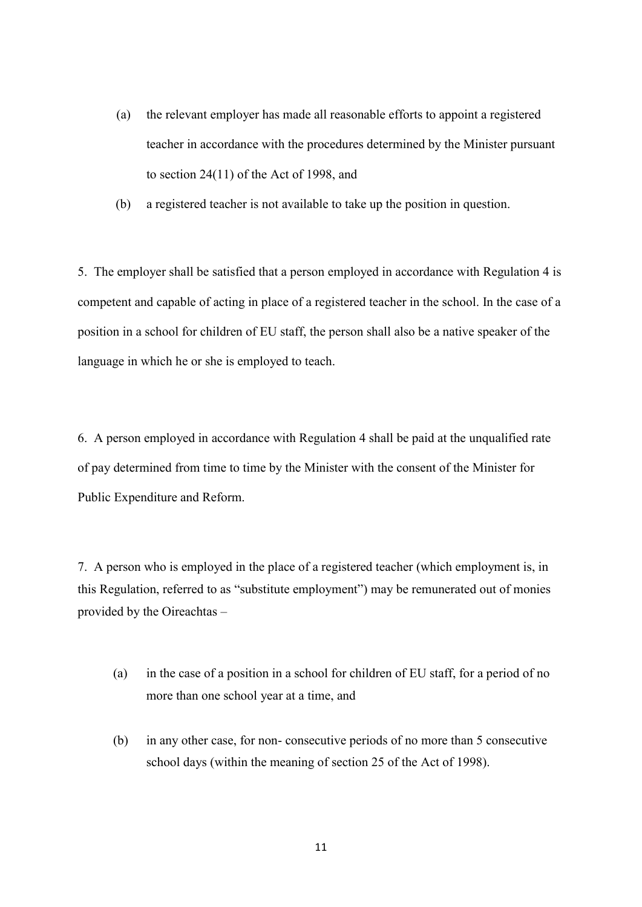(a) the relevant employer has made all reasonable efforts to appoint a registered teacher in accordance with the procedures determined by the Minister pursuant to section 24(11) of the Act of 1998, and

(b) a registered teacher is not available to take up the position in question.

5. The employer shall be satisfied that a person employed in accordance with Regulation 4 is competent and capable of acting in place of a registered teacher in the school. In the case of a position in a school for children of EU staff, the person shall also be a native speaker of the language in which he or she is employed to teach.

6. A person employed in accordance with Regulation 4 shall be paid at the unqualified rate of pay determined from time to time by the Minister with the consent of the Minister for Public Expenditure and Reform.

7. A person who is employed in the place of a registered teacher (which employment is, in this Regulation, referred to as "substitute employment") may be remunerated out of monies provided by the Oireachtas –

(a) in the case of a position in a school for children of EU staff, for a period of no more than one school year at a time, and

(b) in any other case, for non- consecutive periods of no more than 5 consecutive school days (within the meaning of section 25 of the Act of 1998).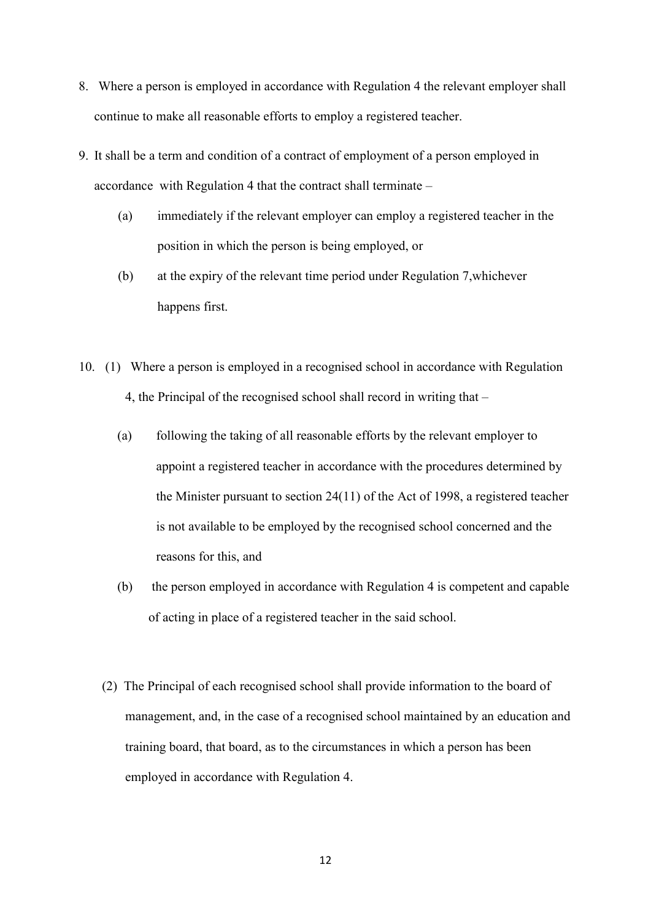8. Where a person is employed in accordance with Regulation 4 the relevant employer shall continue to make all reasonable efforts to employ a registered teacher.

9. It shall be a term and condition of a contract of employment of a person employed in accordance with Regulation 4 that the contract shall terminate –

   (a) immediately if the relevant employer can employ a registered teacher in the position in which the person is being employed, or

   (b) at the expiry of the relevant time period under Regulation 7,whichever happens first.

10. (1) Where a person is employed in a recognised school in accordance with Regulation 4, the Principal of the recognised school shall record in writing that –

    (a) following the taking of all reasonable efforts by the relevant employer to appoint a registered teacher in accordance with the procedures determined by the Minister pursuant to section 24(11) of the Act of 1998, a registered teacher is not available to be employed by the recognised school concerned and the reasons for this, and

    (b) the person employed in accordance with Regulation 4 is competent and capable of acting in place of a registered teacher in the said school.

    (2) The Principal of each recognised school shall provide information to the board of management, and, in the case of a recognised school maintained by an education and training board, that board, as to the circumstances in which a person has been employed in accordance with Regulation 4.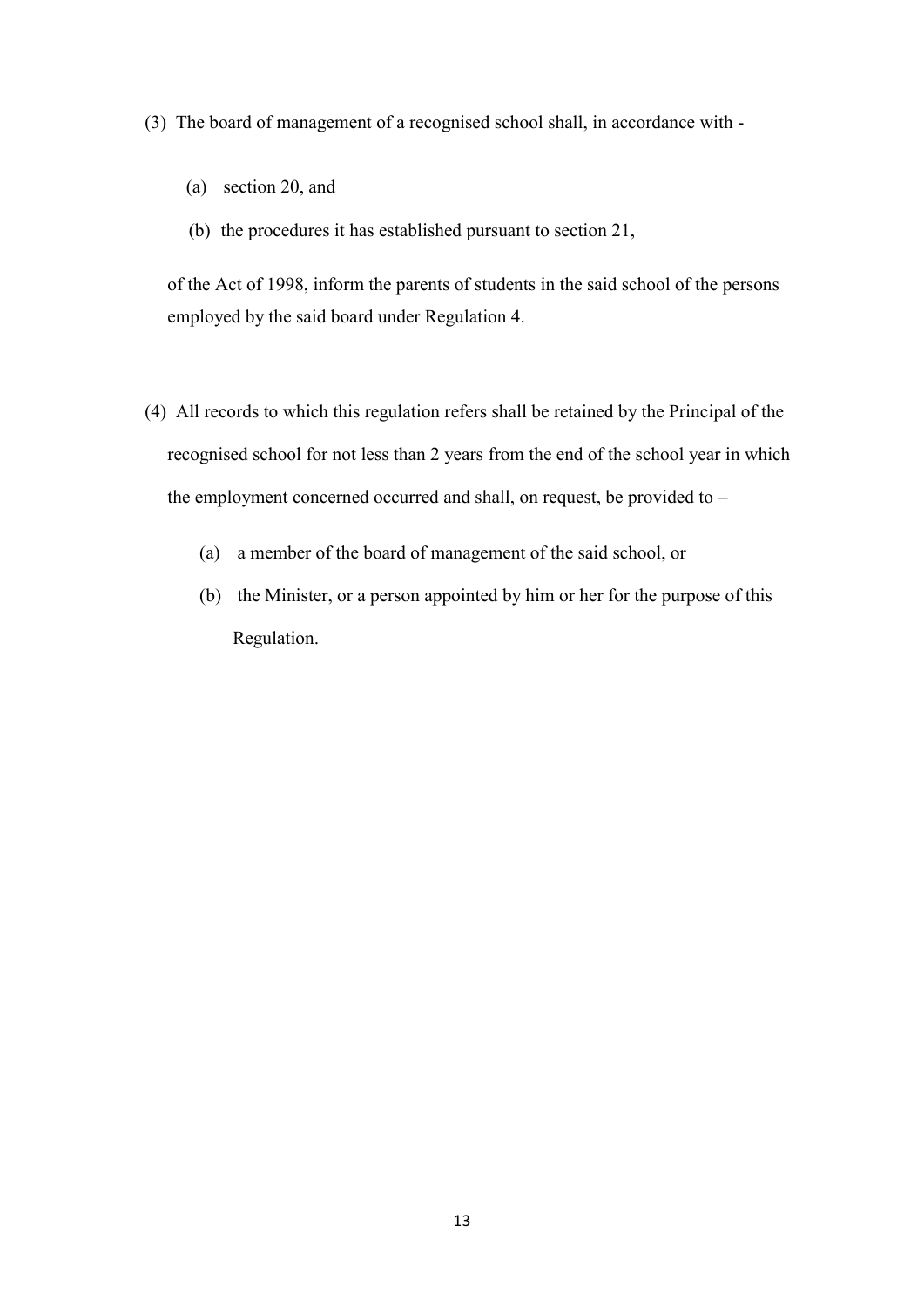(3) The board of management of a recognised school shall, in accordance with -

(a) section 20, and

(b) the procedures it has established pursuant to section 21,

of the Act of 1998, inform the parents of students in the said school of the persons employed by the said board under Regulation 4.

(4) All records to which this regulation refers shall be retained by the Principal of the recognised school for not less than 2 years from the end of the school year in which the employment concerned occurred and shall, on request, be provided to –

(a) a member of the board of management of the said school, or

(b) the Minister, or a person appointed by him or her for the purpose of this Regulation.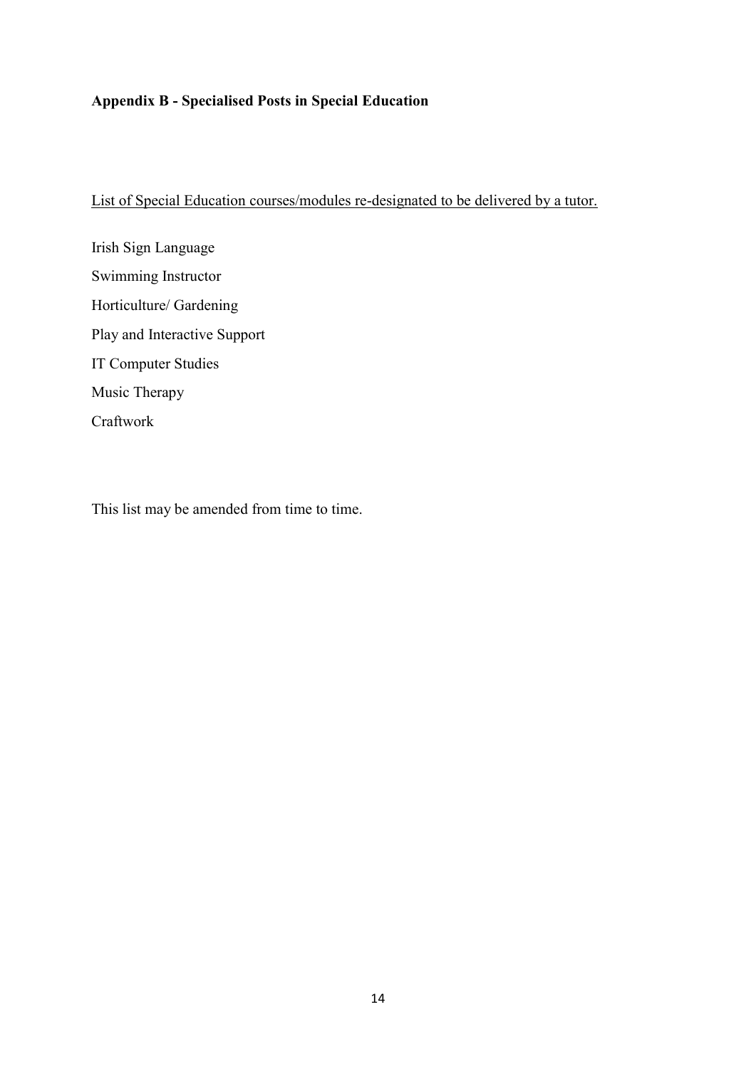**Appendix B - Specialised Posts in Special Education**

List of Special Education courses/modules re-designated to be delivered by a tutor.

Irish Sign Language

Swimming Instructor

Horticulture/ Gardening

Play and Interactive Support

IT Computer Studies

Music Therapy

Craftwork

This list may be amended from time to time.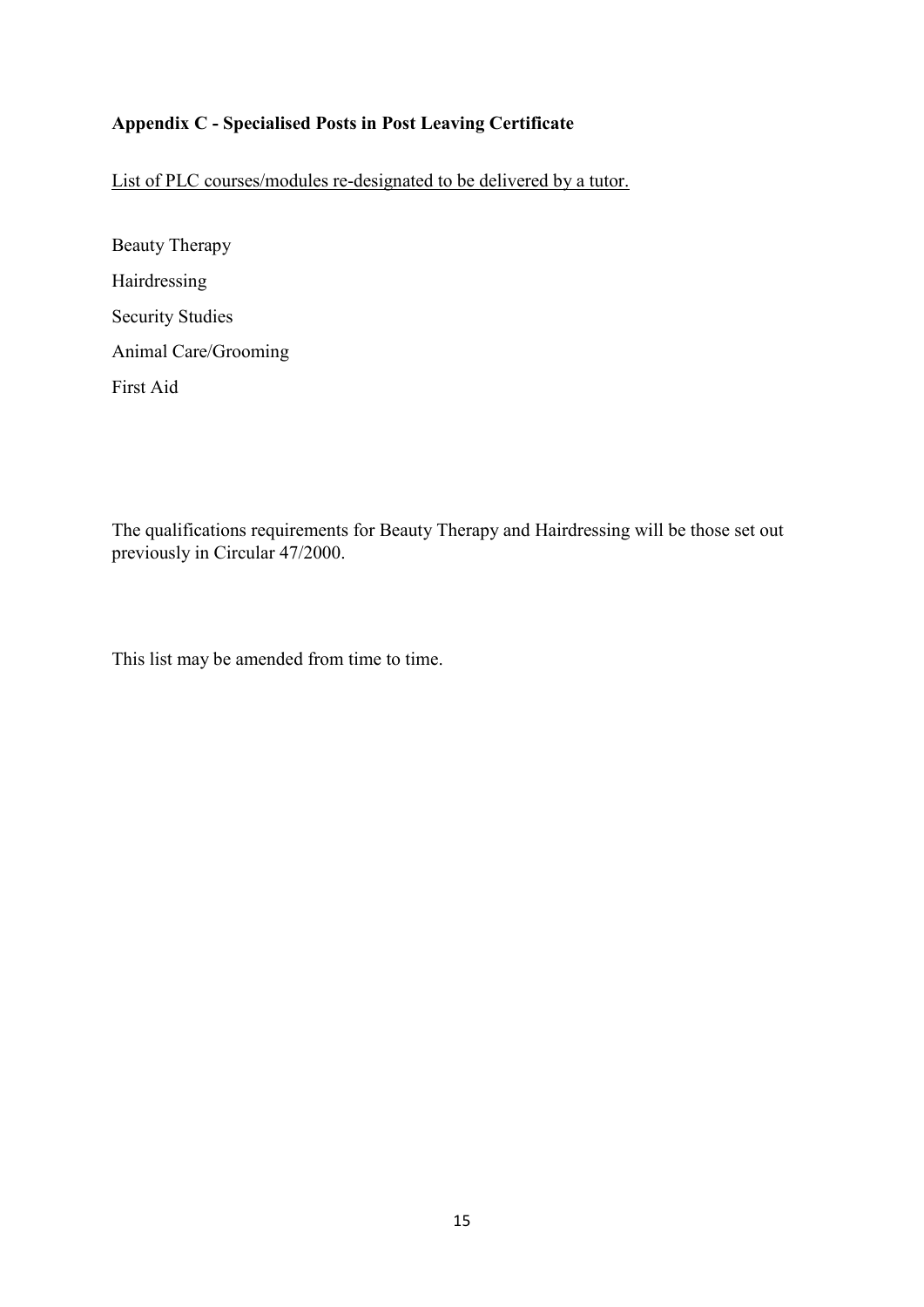## Appendix C - Specialised Posts in Post Leaving Certificate

<u>List of PLC courses/modules re-designated to be delivered by a tutor.</u>

Beauty Therapy

Hairdressing

Security Studies

Animal Care/Grooming

First Aid

The qualifications requirements for Beauty Therapy and Hairdressing will be those set out previously in Circular 47/2000.

This list may be amended from time to time.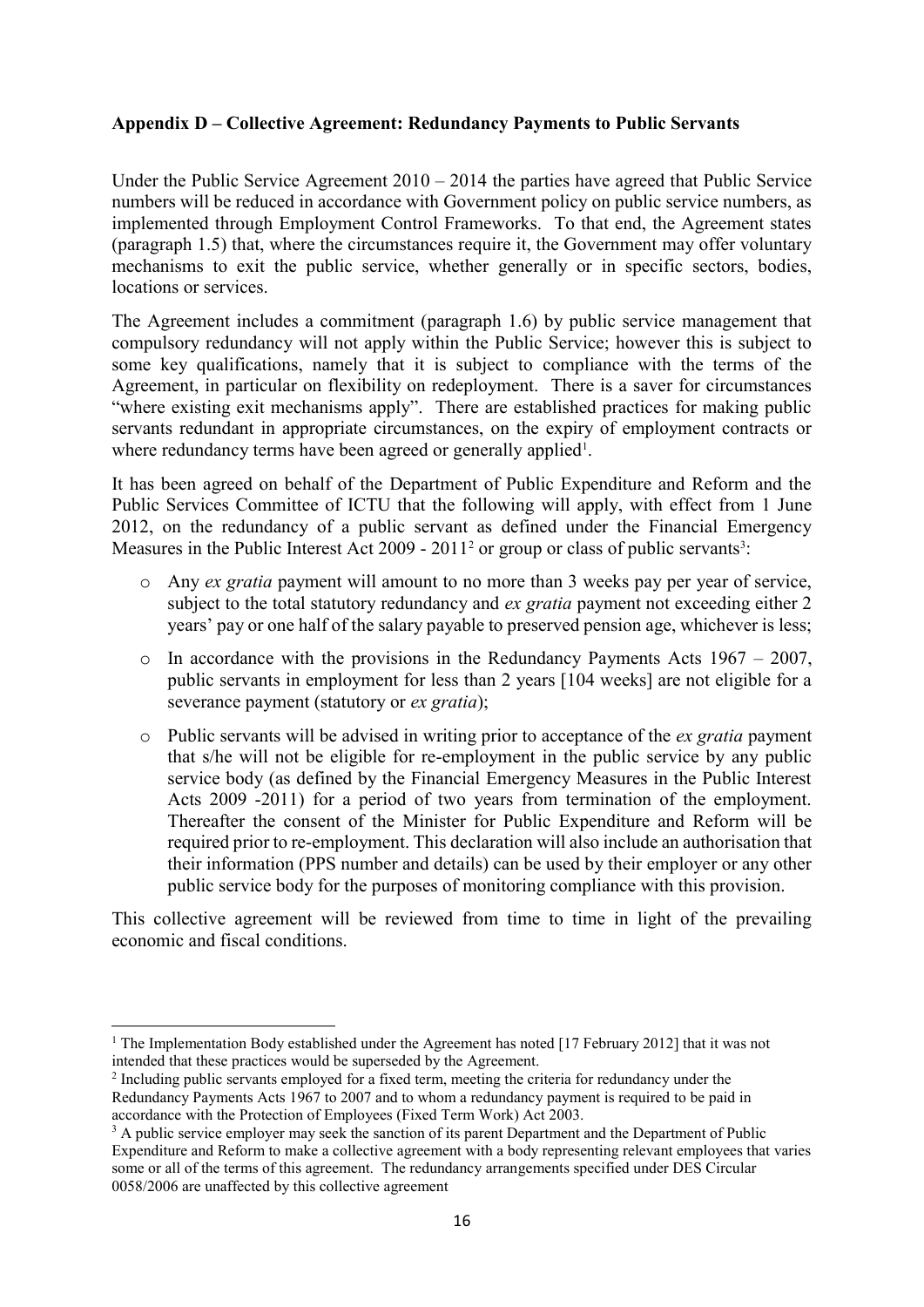**Appendix D – Collective Agreement: Redundancy Payments to Public Servants**

Under the Public Service Agreement 2010 – 2014 the parties have agreed that Public Service numbers will be reduced in accordance with Government policy on public service numbers, as implemented through Employment Control Frameworks. To that end, the Agreement states (paragraph 1.5) that, where the circumstances require it, the Government may offer voluntary mechanisms to exit the public service, whether generally or in specific sectors, bodies, locations or services.

The Agreement includes a commitment (paragraph 1.6) by public service management that compulsory redundancy will not apply within the Public Service; however this is subject to some key qualifications, namely that it is subject to compliance with the terms of the Agreement, in particular on flexibility on redeployment. There is a saver for circumstances "where existing exit mechanisms apply". There are established practices for making public servants redundant in appropriate circumstances, on the expiry of employment contracts or where redundancy terms have been agreed or generally applied[1].

It has been agreed on behalf of the Department of Public Expenditure and Reform and the Public Services Committee of ICTU that the following will apply, with effect from 1 June 2012, on the redundancy of a public servant as defined under the Financial Emergency Measures in the Public Interest Act 2009 - 2011[2] or group or class of public servants[3]:

- Any *ex gratia* payment will amount to no more than 3 weeks pay per year of service, subject to the total statutory redundancy and *ex gratia* payment not exceeding either 2 years' pay or one half of the salary payable to preserved pension age, whichever is less;
- In accordance with the provisions in the Redundancy Payments Acts 1967 – 2007, public servants in employment for less than 2 years [104 weeks] are not eligible for a severance payment (statutory or *ex gratia*);
- Public servants will be advised in writing prior to acceptance of the *ex gratia* payment that s/he will not be eligible for re-employment in the public service by any public service body (as defined by the Financial Emergency Measures in the Public Interest Acts 2009 -2011) for a period of two years from termination of the employment. Thereafter the consent of the Minister for Public Expenditure and Reform will be required prior to re-employment. This declaration will also include an authorisation that their information (PPS number and details) can be used by their employer or any other public service body for the purposes of monitoring compliance with this provision.

This collective agreement will be reviewed from time to time in light of the prevailing economic and fiscal conditions.

---

[1] The Implementation Body established under the Agreement has noted [17 February 2012] that it was not intended that these practices would be superseded by the Agreement.

[2] Including public servants employed for a fixed term, meeting the criteria for redundancy under the Redundancy Payments Acts 1967 to 2007 and to whom a redundancy payment is required to be paid in accordance with the Protection of Employees (Fixed Term Work) Act 2003.

[3] A public service employer may seek the sanction of its parent Department and the Department of Public Expenditure and Reform to make a collective agreement with a body representing relevant employees that varies some or all of the terms of this agreement. The redundancy arrangements specified under DES Circular 0058/2006 are unaffected by this collective agreement